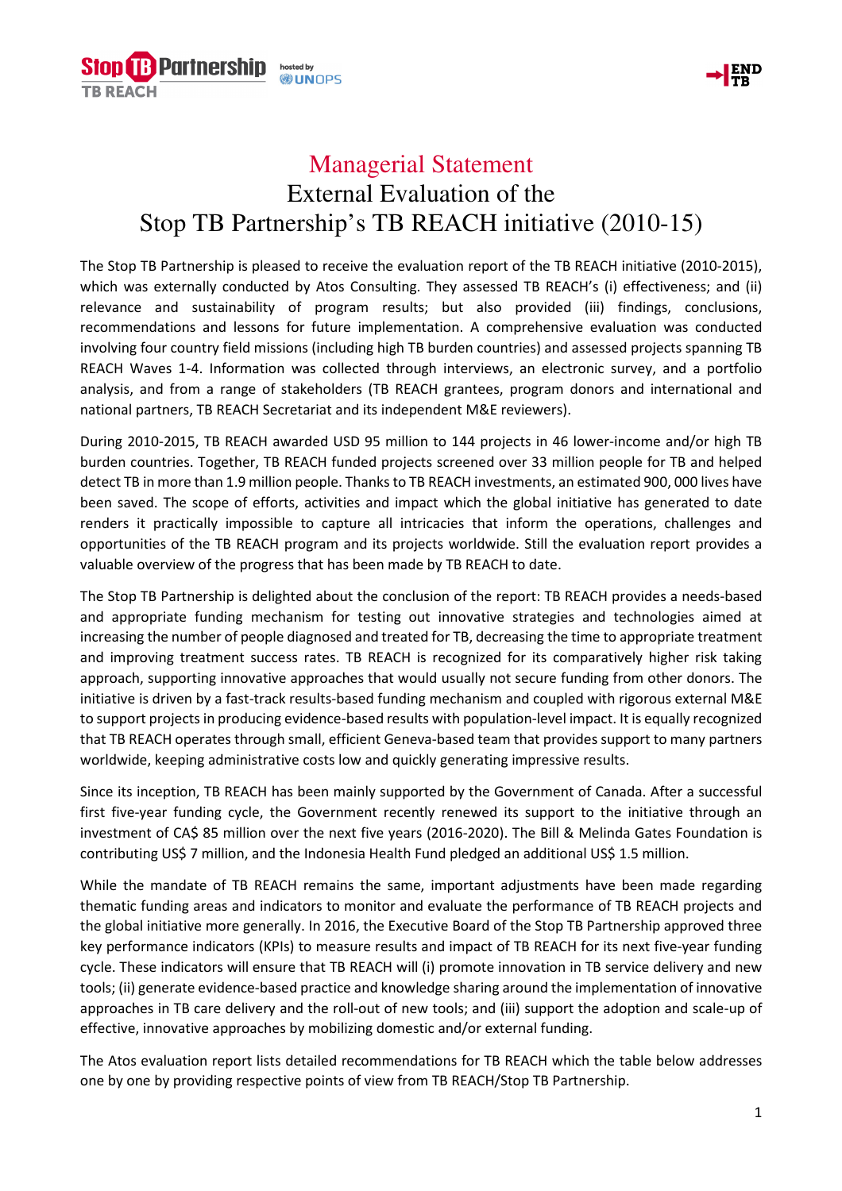# Managerial Statement

## External Evaluation of the Stop TB Partnership's TB REACH initiative (2010-15)

The Stop TB Partnership is pleased to receive the evaluation report of the TB REACH initiative (2010-2015), which was externally conducted by Atos Consulting. They assessed TB REACH's (i) effectiveness; and (ii) relevance and sustainability of program results; but also provided (iii) findings, conclusions, recommendations and lessons for future implementation. A comprehensive evaluation was conducted involving four country field missions (including high TB burden countries) and assessed projects spanning TB REACH Waves 1-4. Information was collected through interviews, an electronic survey, and a portfolio analysis, and from a range of stakeholders (TB REACH grantees, program donors and international and national partners, TB REACH Secretariat and its independent M&E reviewers).

During 2010-2015, TB REACH awarded USD 95 million to 144 projects in 46 lower-income and/or high TB burden countries. Together, TB REACH funded projects screened over 33 million people for TB and helped detect TB in more than 1.9 million people. Thanks to TB REACH investments, an estimated 900, 000 lives have been saved. The scope of efforts, activities and impact which the global initiative has generated to date renders it practically impossible to capture all intricacies that inform the operations, challenges and opportunities of the TB REACH program and its projects worldwide. Still the evaluation report provides a valuable overview of the progress that has been made by TB REACH to date.

The Stop TB Partnership is delighted about the conclusion of the report: TB REACH provides a needs-based and appropriate funding mechanism for testing out innovative strategies and technologies aimed at increasing the number of people diagnosed and treated for TB, decreasing the time to appropriate treatment and improving treatment success rates. TB REACH is recognized for its comparatively higher risk taking approach, supporting innovative approaches that would usually not secure funding from other donors. The initiative is driven by a fast-track results-based funding mechanism and coupled with rigorous external M&E to support projects in producing evidence-based results with population-level impact. It is equally recognized that TB REACH operates through small, efficient Geneva-based team that provides support to many partners worldwide, keeping administrative costs low and quickly generating impressive results.

Since its inception, TB REACH has been mainly supported by the Government of Canada. After a successful first five-year funding cycle, the Government recently renewed its support to the initiative through an investment of CA$ 85 million over the next five years (2016-2020). The Bill & Melinda Gates Foundation is contributing US$ 7 million, and the Indonesia Health Fund pledged an additional US$ 1.5 million.

While the mandate of TB REACH remains the same, important adjustments have been made regarding thematic funding areas and indicators to monitor and evaluate the performance of TB REACH projects and the global initiative more generally. In 2016, the Executive Board of the Stop TB Partnership approved three key performance indicators (KPIs) to measure results and impact of TB REACH for its next five-year funding cycle. These indicators will ensure that TB REACH will (i) promote innovation in TB service delivery and new tools; (ii) generate evidence-based practice and knowledge sharing around the implementation of innovative approaches in TB care delivery and the roll-out of new tools; and (iii) support the adoption and scale-up of effective, innovative approaches by mobilizing domestic and/or external funding.

The Atos evaluation report lists detailed recommendations for TB REACH which the table below addresses one by one by providing respective points of view from TB REACH/Stop TB Partnership.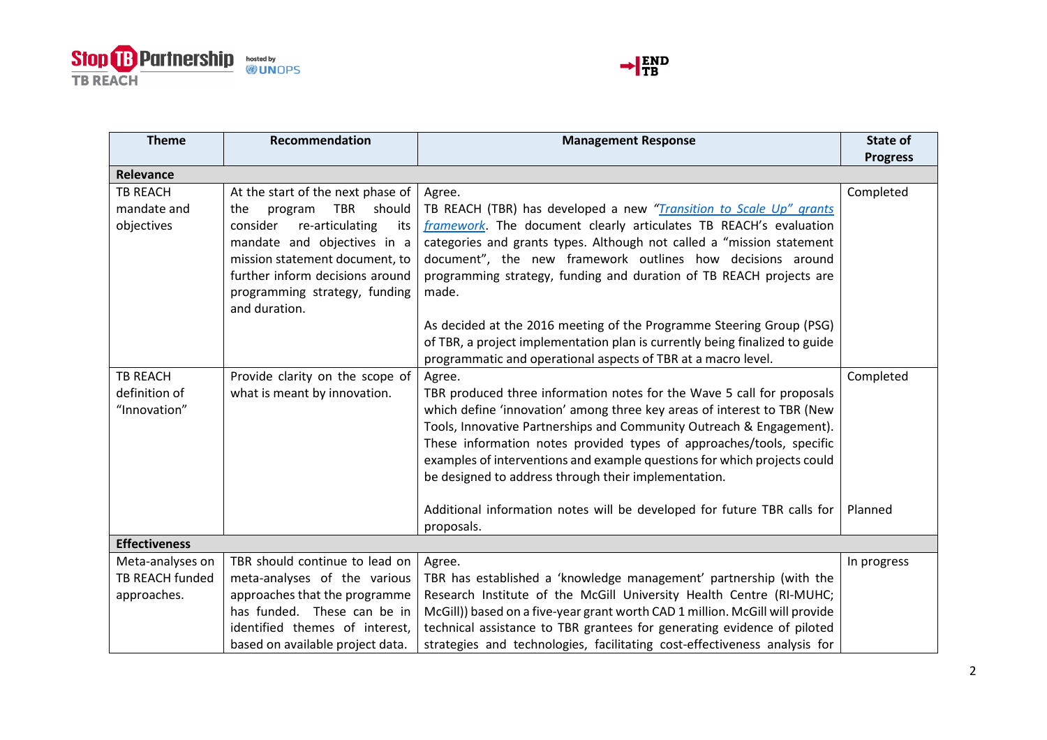| Theme | Recommendation | Management Response | State of Progress |
|---|---|---|---|
| **Relevance** | | | |
| TB REACH mandate and objectives | At the start of the next phase of the program TBR should consider re-articulating its mandate and objectives in a mission statement document, to further inform decisions around programming strategy, funding and duration. | Agree.<br>TB REACH (TBR) has developed a new *"Transition to Scale Up" grants framework*. The document clearly articulates TB REACH's evaluation categories and grants types. Although not called a "mission statement document", the new framework outlines how decisions around programming strategy, funding and duration of TB REACH projects are made.<br><br>As decided at the 2016 meeting of the Programme Steering Group (PSG) of TBR, a project implementation plan is currently being finalized to guide programmatic and operational aspects of TBR at a macro level. | Completed |
| TB REACH definition of "Innovation" | Provide clarity on the scope of what is meant by innovation. | Agree.<br>TBR produced three information notes for the Wave 5 call for proposals which define 'innovation' among three key areas of interest to TBR (New Tools, Innovative Partnerships and Community Outreach & Engagement). These information notes provided types of approaches/tools, specific examples of interventions and example questions for which projects could be designed to address through their implementation. | Completed |
| | | Additional information notes will be developed for future TBR calls for proposals. | Planned |
| **Effectiveness** | | | |
| Meta-analyses on TB REACH funded approaches. | TBR should continue to lead on meta-analyses of the various approaches that the programme has funded. These can be in identified themes of interest, based on available project data. | Agree.<br>TBR has established a 'knowledge management' partnership (with the Research Institute of the McGill University Health Centre (RI-MUHC; McGill)) based on a five-year grant worth CAD 1 million. McGill will provide technical assistance to TBR grantees for generating evidence of piloted strategies and technologies, facilitating cost-effectiveness analysis for | In progress |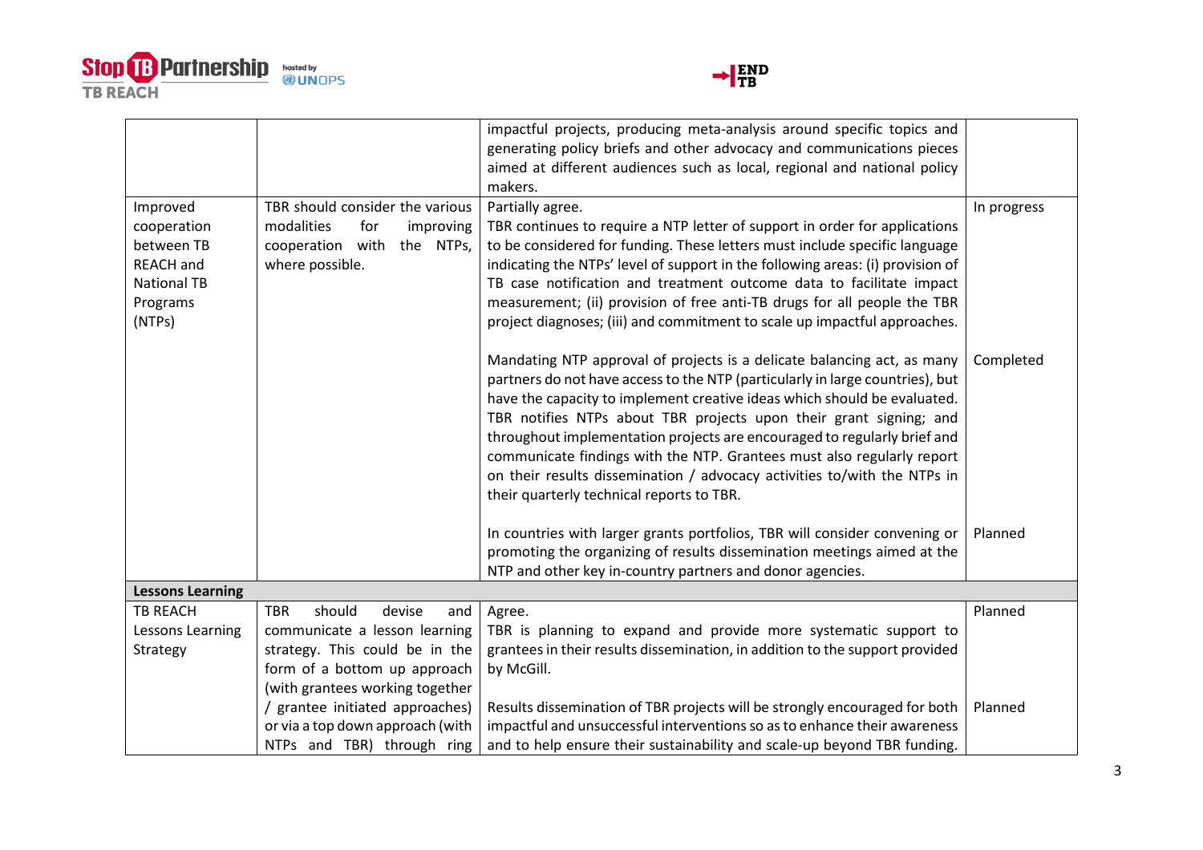| | | | |
|---|---|---|---|
| | | impactful projects, producing meta-analysis around specific topics and generating policy briefs and other advocacy and communications pieces aimed at different audiences such as local, regional and national policy makers. | |
| Improved cooperation between TB REACH and National TB Programs (NTPs) | TBR should consider the various modalities for improving cooperation with the NTPs, where possible. | Partially agree.<br>TBR continues to require a NTP letter of support in order for applications to be considered for funding. These letters must include specific language indicating the NTPs' level of support in the following areas: (i) provision of TB case notification and treatment outcome data to facilitate impact measurement; (ii) provision of free anti-TB drugs for all people the TBR project diagnoses; (iii) and commitment to scale up impactful approaches. | In progress |
| | | Mandating NTP approval of projects is a delicate balancing act, as many partners do not have access to the NTP (particularly in large countries), but have the capacity to implement creative ideas which should be evaluated. TBR notifies NTPs about TBR projects upon their grant signing; and throughout implementation projects are encouraged to regularly brief and communicate findings with the NTP. Grantees must also regularly report on their results dissemination / advocacy activities to/with the NTPs in their quarterly technical reports to TBR. | Completed |
| | | In countries with larger grants portfolios, TBR will consider convening or promoting the organizing of results dissemination meetings aimed at the NTP and other key in-country partners and donor agencies. | Planned |
| **Lessons Learning** | | | |
| TB REACH Lessons Learning Strategy | TBR should devise and communicate a lesson learning strategy. This could be in the form of a bottom up approach (with grantees working together / grantee initiated approaches) or via a top down approach (with NTPs and TBR) through ring | Agree.<br>TBR is planning to expand and provide more systematic support to grantees in their results dissemination, in addition to the support provided by McGill. | Planned |
| | | Results dissemination of TBR projects will be strongly encouraged for both impactful and unsuccessful interventions so as to enhance their awareness and to help ensure their sustainability and scale-up beyond TBR funding. | Planned |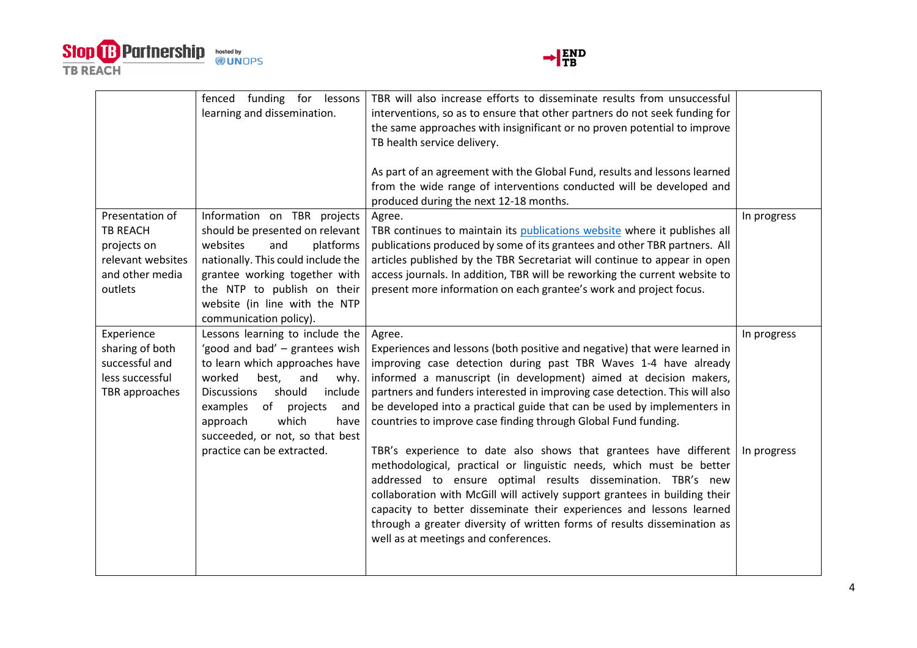|  |  |  |  |
|---|---|---|---|
|  | fenced funding for lessons learning and dissemination. | TBR will also increase efforts to disseminate results from unsuccessful interventions, so as to ensure that other partners do not seek funding for the same approaches with insignificant or no proven potential to improve TB health service delivery.<br><br>As part of an agreement with the Global Fund, results and lessons learned from the wide range of interventions conducted will be developed and produced during the next 12-18 months. |  |
| Presentation of TB REACH projects on relevant websites and other media outlets | Information on TBR projects should be presented on relevant websites and platforms nationally. This could include the grantee working together with the NTP to publish on their website (in line with the NTP communication policy). | Agree.<br>TBR continues to maintain its publications website where it publishes all publications produced by some of its grantees and other TBR partners. All articles published by the TBR Secretariat will continue to appear in open access journals. In addition, TBR will be reworking the current website to present more information on each grantee's work and project focus. | In progress |
| Experience sharing of both successful and less successful TBR approaches | Lessons learning to include the 'good and bad' – grantees wish to learn which approaches have worked best, and why. Discussions should include examples of projects and approach which have succeeded, or not, so that best practice can be extracted. | Agree.<br>Experiences and lessons (both positive and negative) that were learned in improving case detection during past TBR Waves 1-4 have already informed a manuscript (in development) aimed at decision makers, partners and funders interested in improving case detection. This will also be developed into a practical guide that can be used by implementers in countries to improve case finding through Global Fund funding.<br><br>TBR's experience to date also shows that grantees have different methodological, practical or linguistic needs, which must be better addressed to ensure optimal results dissemination. TBR's new collaboration with McGill will actively support grantees in building their capacity to better disseminate their experiences and lessons learned through a greater diversity of written forms of results dissemination as well as at meetings and conferences. | In progress<br><br>In progress |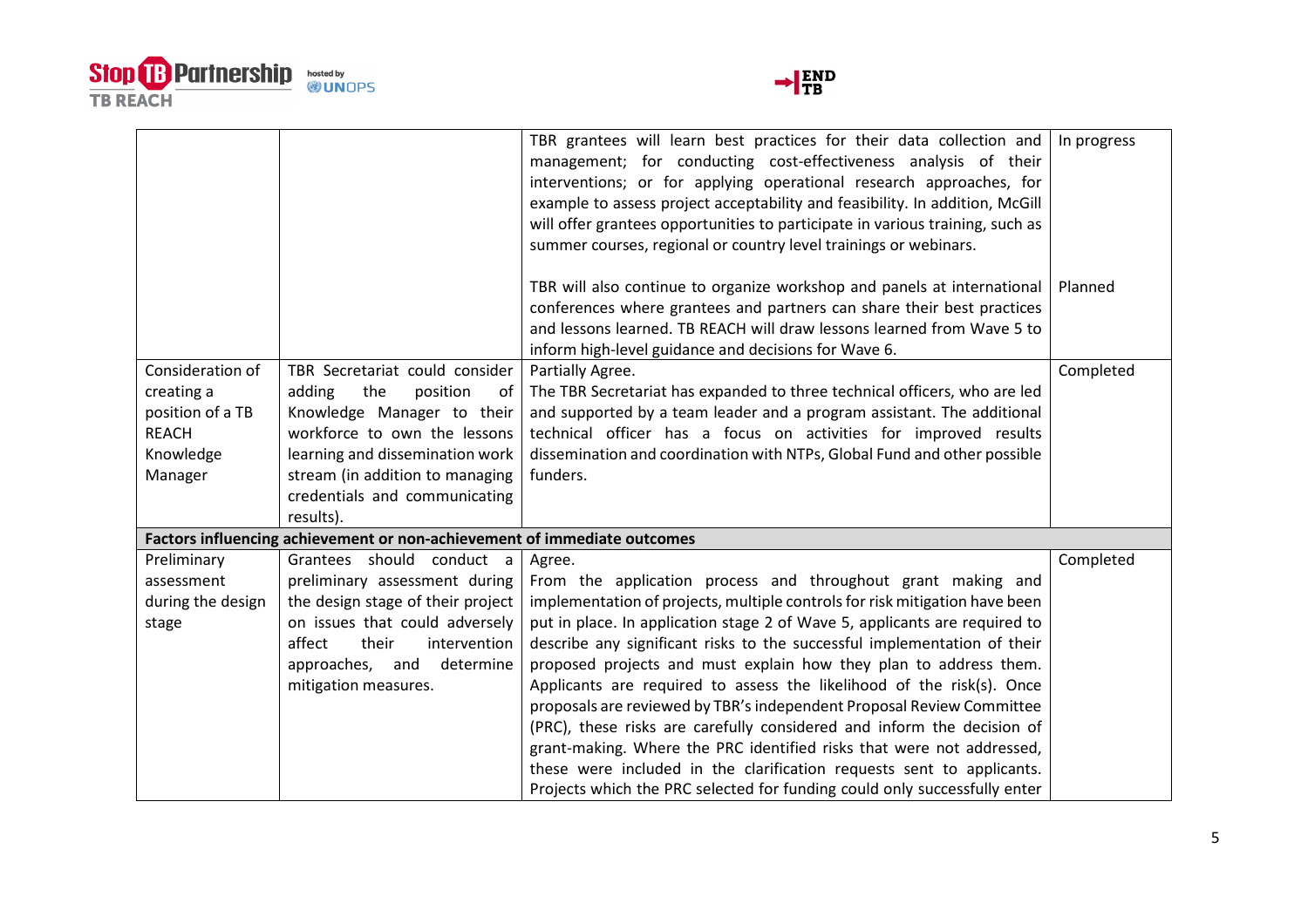| | | | |
|---|---|---|---|
| | | TBR grantees will learn best practices for their data collection and management; for conducting cost-effectiveness analysis of their interventions; or for applying operational research approaches, for example to assess project acceptability and feasibility. In addition, McGill will offer grantees opportunities to participate in various training, such as summer courses, regional or country level trainings or webinars. | In progress |
| | | TBR will also continue to organize workshop and panels at international conferences where grantees and partners can share their best practices and lessons learned. TB REACH will draw lessons learned from Wave 5 to inform high-level guidance and decisions for Wave 6. | Planned |
| Consideration of creating a position of a TB REACH Knowledge Manager | TBR Secretariat could consider adding the position of Knowledge Manager to their workforce to own the lessons learning and dissemination work stream (in addition to managing credentials and communicating results). | Partially Agree. The TBR Secretariat has expanded to three technical officers, who are led and supported by a team leader and a program assistant. The additional technical officer has a focus on activities for improved results dissemination and coordination with NTPs, Global Fund and other possible funders. | Completed |
| **Factors influencing achievement or non-achievement of immediate outcomes** | | | |
| Preliminary assessment during the design stage | Grantees should conduct a preliminary assessment during the design stage of their project on issues that could adversely affect their intervention approaches, and determine mitigation measures. | Agree. From the application process and throughout grant making and implementation of projects, multiple controls for risk mitigation have been put in place. In application stage 2 of Wave 5, applicants are required to describe any significant risks to the successful implementation of their proposed projects and must explain how they plan to address them. Applicants are required to assess the likelihood of the risk(s). Once proposals are reviewed by TBR's independent Proposal Review Committee (PRC), these risks are carefully considered and inform the decision of grant-making. Where the PRC identified risks that were not addressed, these were included in the clarification requests sent to applicants. Projects which the PRC selected for funding could only successfully enter | Completed |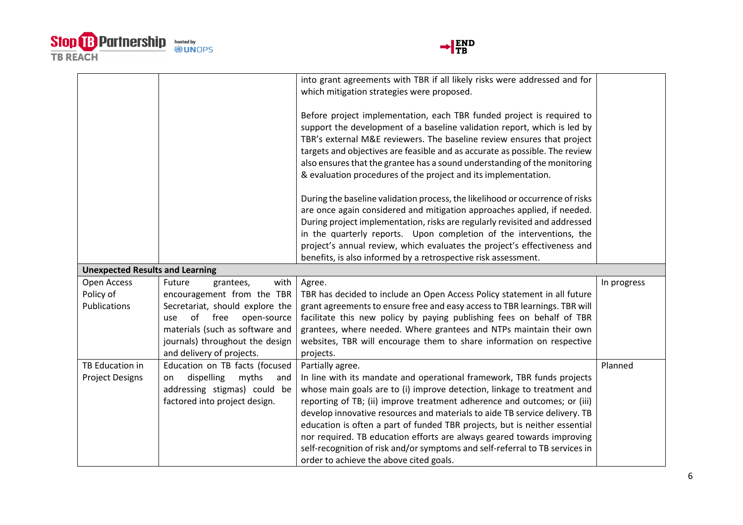| | | | |
|---|---|---|---|
| | | into grant agreements with TBR if all likely risks were addressed and for which mitigation strategies were proposed.<br><br>Before project implementation, each TBR funded project is required to support the development of a baseline validation report, which is led by TBR's external M&E reviewers. The baseline review ensures that project targets and objectives are feasible and as accurate as possible. The review also ensures that the grantee has a sound understanding of the monitoring & evaluation procedures of the project and its implementation.<br><br>During the baseline validation process, the likelihood or occurrence of risks are once again considered and mitigation approaches applied, if needed. During project implementation, risks are regularly revisited and addressed in the quarterly reports. Upon completion of the interventions, the project's annual review, which evaluates the project's effectiveness and benefits, is also informed by a retrospective risk assessment. | |
| **Unexpected Results and Learning** | | | |
| Open Access Policy of Publications | Future grantees, with encouragement from the TBR Secretariat, should explore the use of free open-source materials (such as software and journals) throughout the design and delivery of projects. | Agree.<br>TBR has decided to include an Open Access Policy statement in all future grant agreements to ensure free and easy access to TBR learnings. TBR will facilitate this new policy by paying publishing fees on behalf of TBR grantees, where needed. Where grantees and NTPs maintain their own websites, TBR will encourage them to share information on respective projects. | In progress |
| TB Education in Project Designs | Education on TB facts (focused on dispelling myths and addressing stigmas) could be factored into project design. | Partially agree.<br>In line with its mandate and operational framework, TBR funds projects whose main goals are to (i) improve detection, linkage to treatment and reporting of TB; (ii) improve treatment adherence and outcomes; or (iii) develop innovative resources and materials to aide TB service delivery. TB education is often a part of funded TBR projects, but is neither essential nor required. TB education efforts are always geared towards improving self-recognition of risk and/or symptoms and self-referral to TB services in order to achieve the above cited goals. | Planned |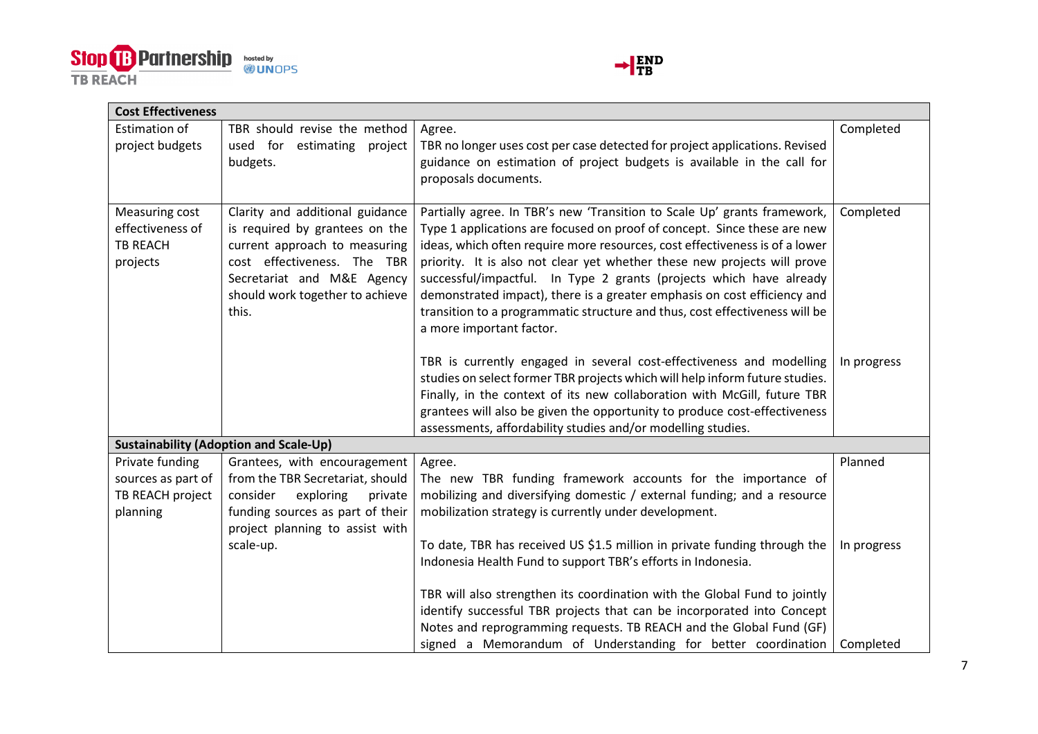| Cost Effectiveness | | | |
|---|---|---|---|
| Estimation of project budgets | TBR should revise the method used for estimating project budgets. | Agree.<br>TBR no longer uses cost per case detected for project applications. Revised guidance on estimation of project budgets is available in the call for proposals documents. | Completed |
| Measuring cost effectiveness of TB REACH projects | Clarity and additional guidance is required by grantees on the current approach to measuring cost effectiveness. The TBR Secretariat and M&E Agency should work together to achieve this. | Partially agree. In TBR's new 'Transition to Scale Up' grants framework, Type 1 applications are focused on proof of concept. Since these are new ideas, which often require more resources, cost effectiveness is of a lower priority. It is also not clear yet whether these new projects will prove successful/impactful. In Type 2 grants (projects which have already demonstrated impact), there is a greater emphasis on cost efficiency and transition to a programmatic structure and thus, cost effectiveness will be a more important factor. | Completed |
| | | TBR is currently engaged in several cost-effectiveness and modelling studies on select former TBR projects which will help inform future studies. Finally, in the context of its new collaboration with McGill, future TBR grantees will also be given the opportunity to produce cost-effectiveness assessments, affordability studies and/or modelling studies. | In progress |
| **Sustainability (Adoption and Scale-Up)** | | | |
| Private funding sources as part of TB REACH project planning | Grantees, with encouragement from the TBR Secretariat, should consider exploring private funding sources as part of their project planning to assist with scale-up. | Agree.<br>The new TBR funding framework accounts for the importance of mobilizing and diversifying domestic / external funding; and a resource mobilization strategy is currently under development. | Planned |
| | | To date, TBR has received US $1.5 million in private funding through the Indonesia Health Fund to support TBR's efforts in Indonesia. | In progress |
| | | TBR will also strengthen its coordination with the Global Fund to jointly identify successful TBR projects that can be incorporated into Concept Notes and reprogramming requests. TB REACH and the Global Fund (GF) signed a Memorandum of Understanding for better coordination | Completed |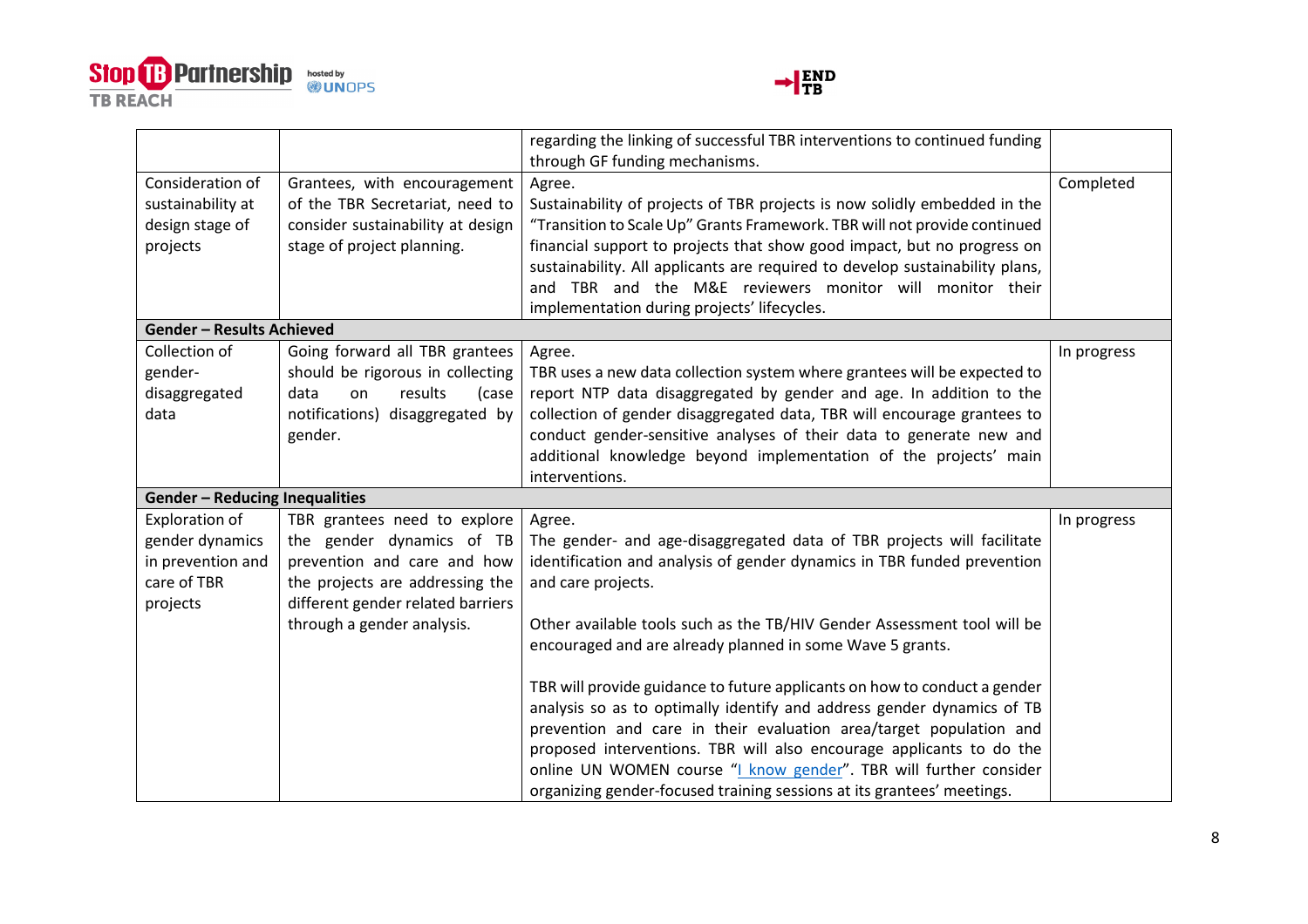| | | | |
|---|---|---|---|
| | | regarding the linking of successful TBR interventions to continued funding through GF funding mechanisms. | |
| Consideration of sustainability at design stage of projects | Grantees, with encouragement of the TBR Secretariat, need to consider sustainability at design stage of project planning. | Agree.<br>Sustainability of projects of TBR projects is now solidly embedded in the "Transition to Scale Up" Grants Framework. TBR will not provide continued financial support to projects that show good impact, but no progress on sustainability. All applicants are required to develop sustainability plans, and TBR and the M&E reviewers monitor will monitor their implementation during projects' lifecycles. | Completed |
| **Gender – Results Achieved** | | | |
| Collection of gender-disaggregated data | Going forward all TBR grantees should be rigorous in collecting data on results (case notifications) disaggregated by gender. | Agree.<br>TBR uses a new data collection system where grantees will be expected to report NTP data disaggregated by gender and age. In addition to the collection of gender disaggregated data, TBR will encourage grantees to conduct gender-sensitive analyses of their data to generate new and additional knowledge beyond implementation of the projects' main interventions. | In progress |
| **Gender – Reducing Inequalities** | | | |
| Exploration of gender dynamics in prevention and care of TBR projects | TBR grantees need to explore the gender dynamics of TB prevention and care and how the projects are addressing the different gender related barriers through a gender analysis. | Agree.<br>The gender- and age-disaggregated data of TBR projects will facilitate identification and analysis of gender dynamics in TBR funded prevention and care projects.<br><br>Other available tools such as the TB/HIV Gender Assessment tool will be encouraged and are already planned in some Wave 5 grants.<br><br>TBR will provide guidance to future applicants on how to conduct a gender analysis so as to optimally identify and address gender dynamics of TB prevention and care in their evaluation area/target population and proposed interventions. TBR will also encourage applicants to do the online UN WOMEN course "I know gender". TBR will further consider organizing gender-focused training sessions at its grantees' meetings. | In progress |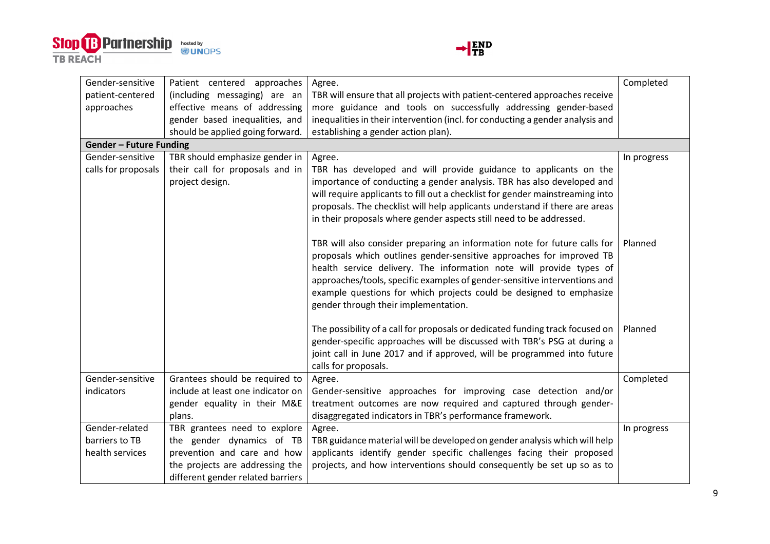| | | | |
|---|---|---|---|
| Gender-sensitive patient-centered approaches | Patient centered approaches (including messaging) are an effective means of addressing gender based inequalities, and should be applied going forward. | Agree.<br>TBR will ensure that all projects with patient-centered approaches receive more guidance and tools on successfully addressing gender-based inequalities in their intervention (incl. for conducting a gender analysis and establishing a gender action plan). | Completed |
| **Gender – Future Funding** | | | |
| Gender-sensitive calls for proposals | TBR should emphasize gender in their call for proposals and in project design. | Agree.<br>TBR has developed and will provide guidance to applicants on the importance of conducting a gender analysis. TBR has also developed and will require applicants to fill out a checklist for gender mainstreaming into proposals. The checklist will help applicants understand if there are areas in their proposals where gender aspects still need to be addressed. | In progress |
| | | TBR will also consider preparing an information note for future calls for proposals which outlines gender-sensitive approaches for improved TB health service delivery. The information note will provide types of approaches/tools, specific examples of gender-sensitive interventions and example questions for which projects could be designed to emphasize gender through their implementation. | Planned |
| | | The possibility of a call for proposals or dedicated funding track focused on gender-specific approaches will be discussed with TBR's PSG at during a joint call in June 2017 and if approved, will be programmed into future calls for proposals. | Planned |
| Gender-sensitive indicators | Grantees should be required to include at least one indicator on gender equality in their M&E plans. | Agree.<br>Gender-sensitive approaches for improving case detection and/or treatment outcomes are now required and captured through gender-disaggregated indicators in TBR's performance framework. | Completed |
| Gender-related barriers to TB health services | TBR grantees need to explore the gender dynamics of TB prevention and care and how the projects are addressing the different gender related barriers | Agree.<br>TBR guidance material will be developed on gender analysis which will help applicants identify gender specific challenges facing their proposed projects, and how interventions should consequently be set up so as to | In progress |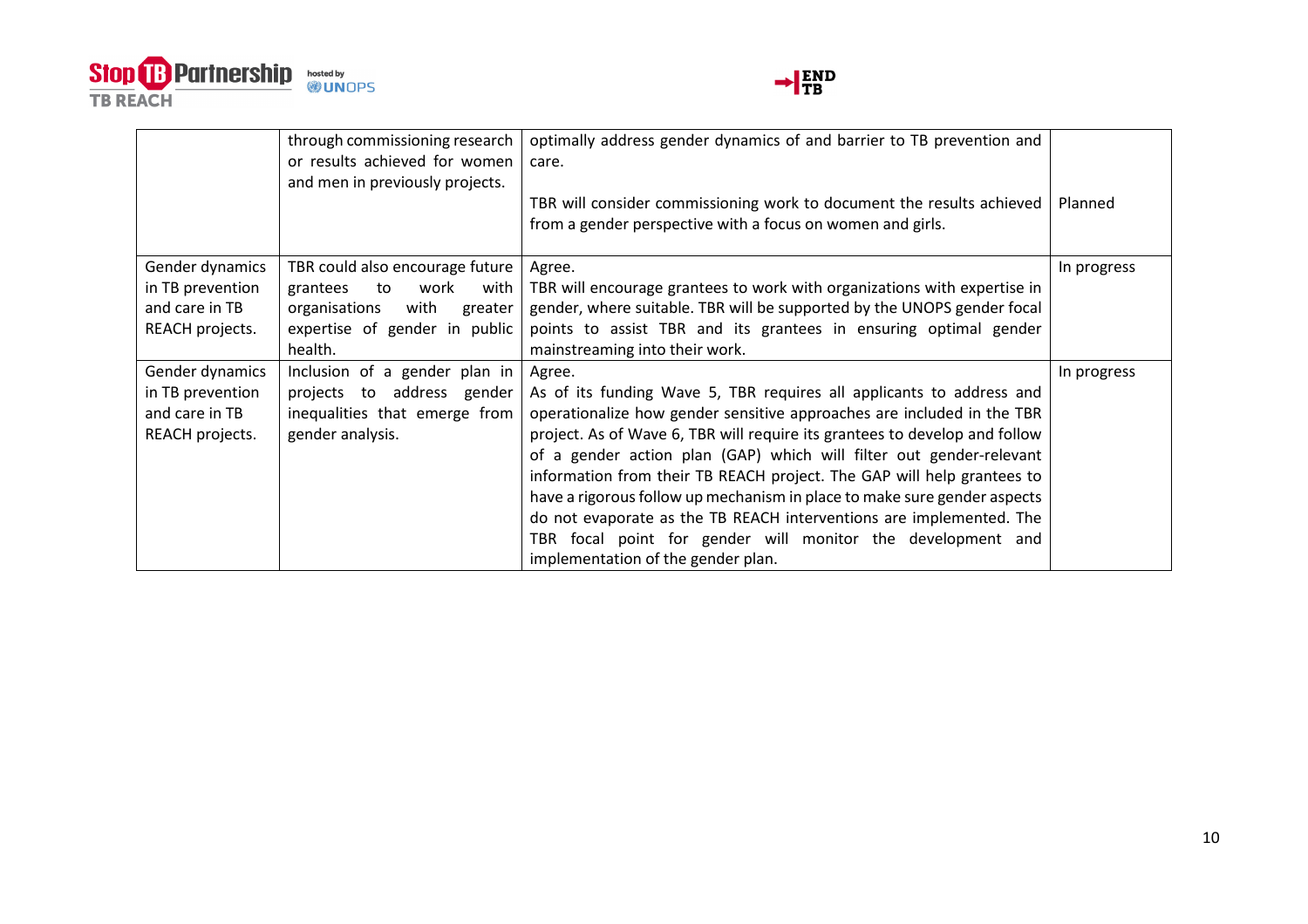| | | | |
|---|---|---|---|
| | through commissioning research or results achieved for women and men in previously projects. | optimally address gender dynamics of and barrier to TB prevention and care.<br><br>TBR will consider commissioning work to document the results achieved from a gender perspective with a focus on women and girls. | Planned |
| Gender dynamics in TB prevention and care in TB REACH projects. | TBR could also encourage future grantees to work with organisations with greater expertise of gender in public health. | Agree.<br>TBR will encourage grantees to work with organizations with expertise in gender, where suitable. TBR will be supported by the UNOPS gender focal points to assist TBR and its grantees in ensuring optimal gender mainstreaming into their work. | In progress |
| Gender dynamics in TB prevention and care in TB REACH projects. | Inclusion of a gender plan in projects to address gender inequalities that emerge from gender analysis. | Agree.<br>As of its funding Wave 5, TBR requires all applicants to address and operationalize how gender sensitive approaches are included in the TBR project. As of Wave 6, TBR will require its grantees to develop and follow of a gender action plan (GAP) which will filter out gender-relevant information from their TB REACH project. The GAP will help grantees to have a rigorous follow up mechanism in place to make sure gender aspects do not evaporate as the TB REACH interventions are implemented. The TBR focal point for gender will monitor the development and implementation of the gender plan. | In progress |